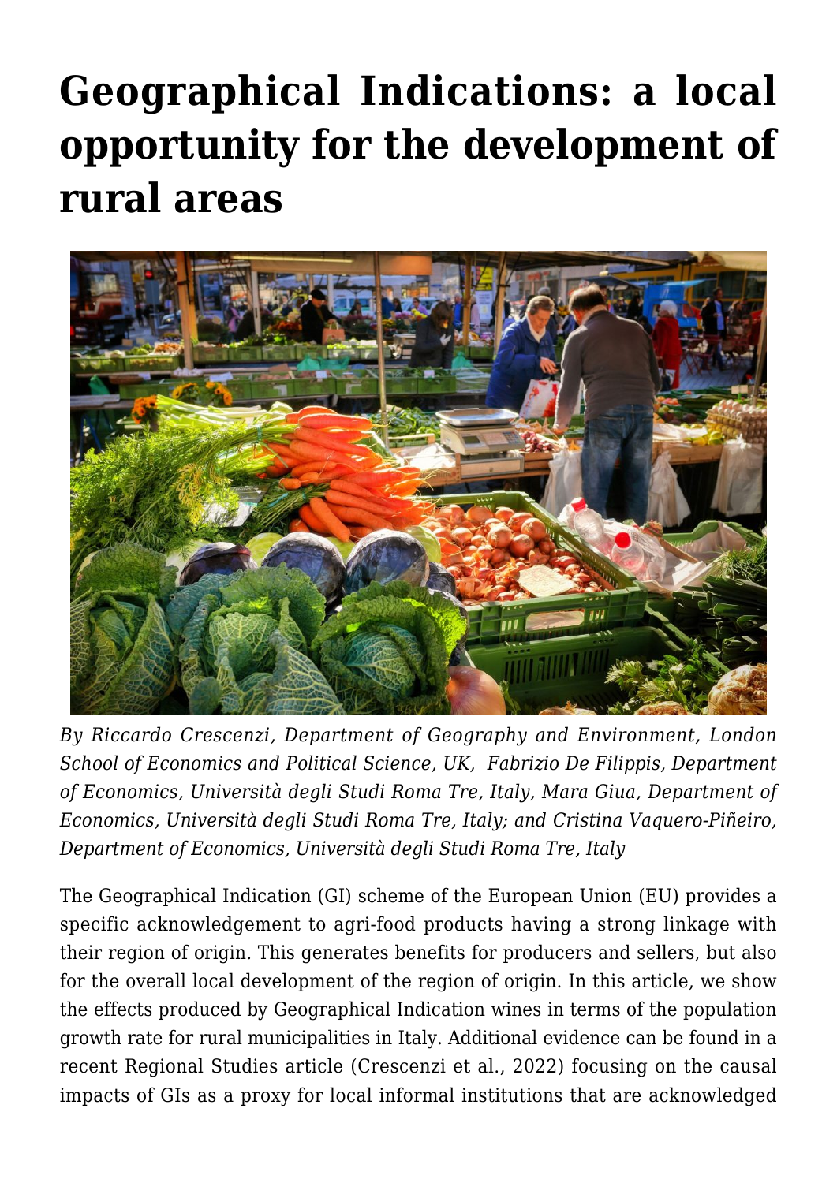# Geographical Indications: a local opportunity for the development of rural areas

*By Riccardo Crescenzi, Department of Geography and Environment, London School of Economics and Political Science, UK, Fabrizio De Filippis, Department of Economics, Università degli Studi Roma Tre, Italy, Mara Giua, Department of Economics, Università degli Studi Roma Tre, Italy; and Cristina Vaquero-Piñeiro, Department of Economics, Università degli Studi Roma Tre, Italy*

The Geographical Indication (GI) scheme of the European Union (EU) provides a specific acknowledgement to agri-food products having a strong linkage with their region of origin. This generates benefits for producers and sellers, but also for the overall local development of the region of origin. In this article, we show the effects produced by Geographical Indication wines in terms of the population growth rate for rural municipalities in Italy. Additional evidence can be found in a recent Regional Studies article (Crescenzi et al., 2022) focusing on the causal impacts of GIs as a proxy for local informal institutions that are acknowledged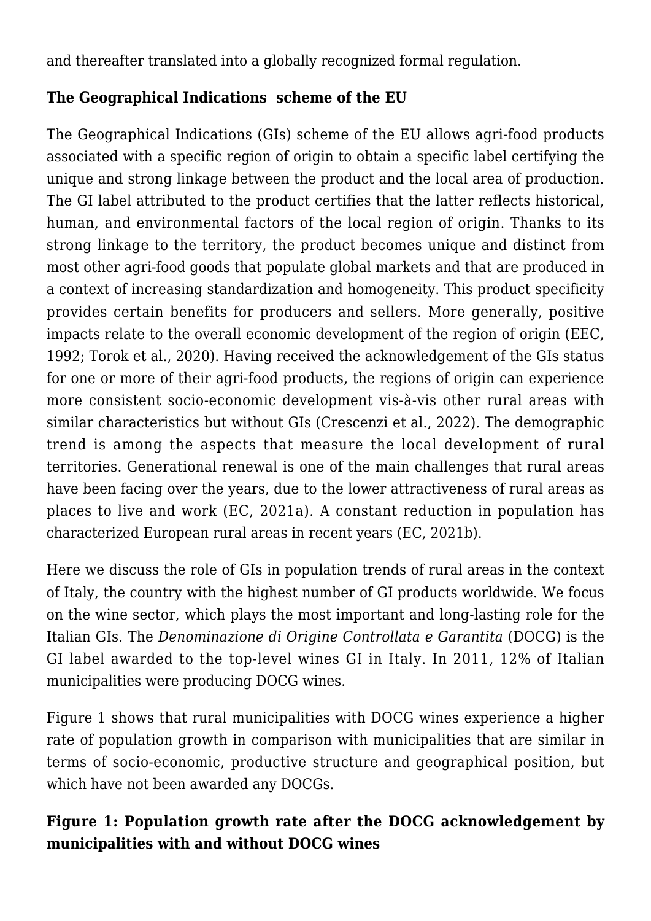and thereafter translated into a globally recognized formal regulation.

### The Geographical Indications scheme of the EU

The Geographical Indications (GIs) scheme of the EU allows agri-food products associated with a specific region of origin to obtain a specific label certifying the unique and strong linkage between the product and the local area of production. The GI label attributed to the product certifies that the latter reflects historical, human, and environmental factors of the local region of origin. Thanks to its strong linkage to the territory, the product becomes unique and distinct from most other agri-food goods that populate global markets and that are produced in a context of increasing standardization and homogeneity. This product specificity provides certain benefits for producers and sellers. More generally, positive impacts relate to the overall economic development of the region of origin (EEC, 1992; Torok et al., 2020). Having received the acknowledgement of the GIs status for one or more of their agri-food products, the regions of origin can experience more consistent socio-economic development vis-à-vis other rural areas with similar characteristics but without GIs (Crescenzi et al., 2022). The demographic trend is among the aspects that measure the local development of rural territories. Generational renewal is one of the main challenges that rural areas have been facing over the years, due to the lower attractiveness of rural areas as places to live and work (EC, 2021a). A constant reduction in population has characterized European rural areas in recent years (EC, 2021b).

Here we discuss the role of GIs in population trends of rural areas in the context of Italy, the country with the highest number of GI products worldwide. We focus on the wine sector, which plays the most important and long-lasting role for the Italian GIs. The *Denominazione di Origine Controllata e Garantita* (DOCG) is the GI label awarded to the top-level wines GI in Italy. In 2011, 12% of Italian municipalities were producing DOCG wines.

Figure 1 shows that rural municipalities with DOCG wines experience a higher rate of population growth in comparison with municipalities that are similar in terms of socio-economic, productive structure and geographical position, but which have not been awarded any DOCGs.

**Figure 1: Population growth rate after the DOCG acknowledgement by municipalities with and without DOCG wines**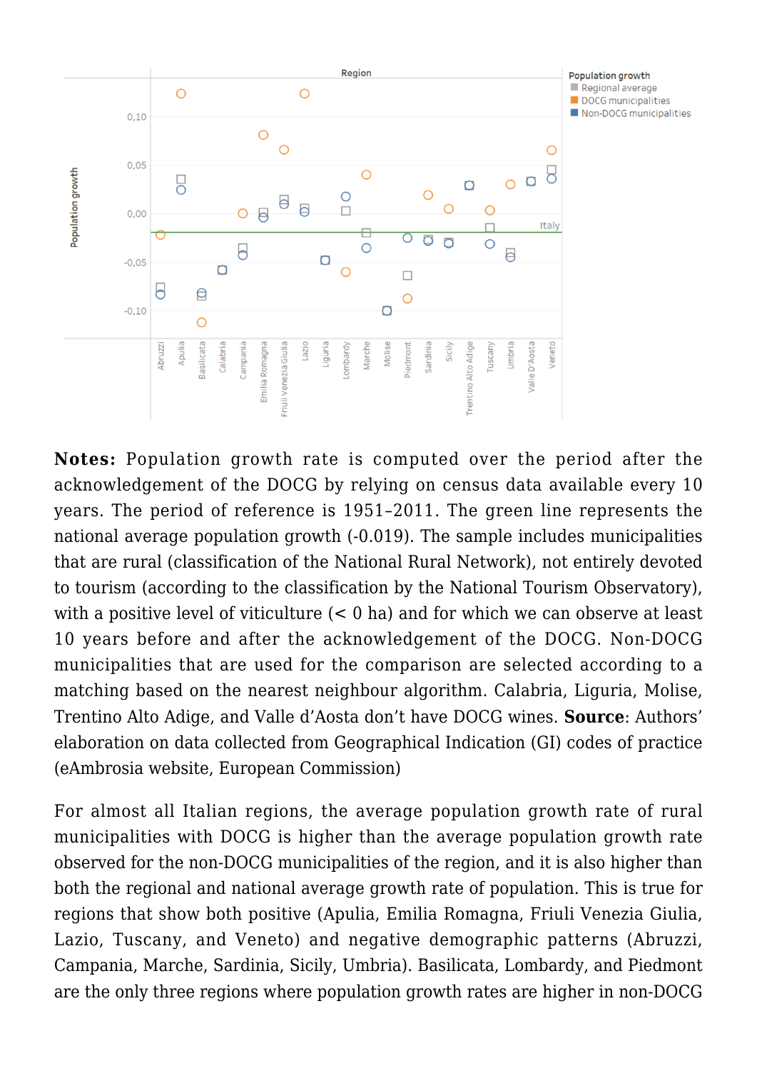**Notes:** Population growth rate is computed over the period after the acknowledgement of the DOCG by relying on census data available every 10 years. The period of reference is 1951–2011. The green line represents the national average population growth (-0.019). The sample includes municipalities that are rural (classification of the National Rural Network), not entirely devoted to tourism (according to the classification by the National Tourism Observatory), with a positive level of viticulture (< 0 ha) and for which we can observe at least 10 years before and after the acknowledgement of the DOCG. Non-DOCG municipalities that are used for the comparison are selected according to a matching based on the nearest neighbour algorithm. Calabria, Liguria, Molise, Trentino Alto Adige, and Valle d'Aosta don't have DOCG wines. **Source**: Authors' elaboration on data collected from Geographical Indication (GI) codes of practice (eAmbrosia website, European Commission)

For almost all Italian regions, the average population growth rate of rural municipalities with DOCG is higher than the average population growth rate observed for the non-DOCG municipalities of the region, and it is also higher than both the regional and national average growth rate of population. This is true for regions that show both positive (Apulia, Emilia Romagna, Friuli Venezia Giulia, Lazio, Tuscany, and Veneto) and negative demographic patterns (Abruzzi, Campania, Marche, Sardinia, Sicily, Umbria). Basilicata, Lombardy, and Piedmont are the only three regions where population growth rates are higher in non-DOCG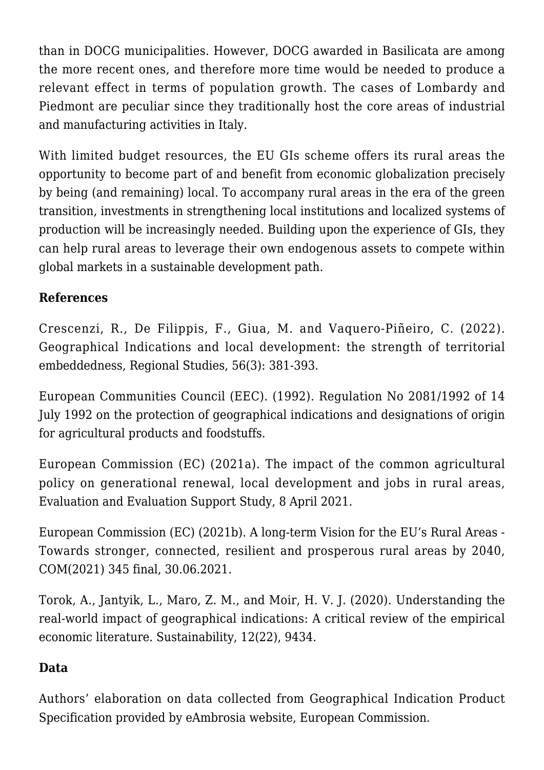than in DOCG municipalities. However, DOCG awarded in Basilicata are among the more recent ones, and therefore more time would be needed to produce a relevant effect in terms of population growth. The cases of Lombardy and Piedmont are peculiar since they traditionally host the core areas of industrial and manufacturing activities in Italy.

With limited budget resources, the EU GIs scheme offers its rural areas the opportunity to become part of and benefit from economic globalization precisely by being (and remaining) local. To accompany rural areas in the era of the green transition, investments in strengthening local institutions and localized systems of production will be increasingly needed. Building upon the experience of GIs, they can help rural areas to leverage their own endogenous assets to compete within global markets in a sustainable development path.

**References**

Crescenzi, R., De Filippis, F., Giua, M. and Vaquero-Piñeiro, C. (2022). Geographical Indications and local development: the strength of territorial embeddedness, Regional Studies, 56(3): 381-393.

European Communities Council (EEC). (1992). Regulation No 2081/1992 of 14 July 1992 on the protection of geographical indications and designations of origin for agricultural products and foodstuffs.

European Commission (EC) (2021a). The impact of the common agricultural policy on generational renewal, local development and jobs in rural areas, Evaluation and Evaluation Support Study, 8 April 2021.

European Commission (EC) (2021b). A long-term Vision for the EU's Rural Areas - Towards stronger, connected, resilient and prosperous rural areas by 2040, COM(2021) 345 final, 30.06.2021.

Torok, A., Jantyik, L., Maro, Z. M., and Moir, H. V. J. (2020). Understanding the real-world impact of geographical indications: A critical review of the empirical economic literature. Sustainability, 12(22), 9434.

**Data**

Authors' elaboration on data collected from Geographical Indication Product Specification provided by eAmbrosia website, European Commission.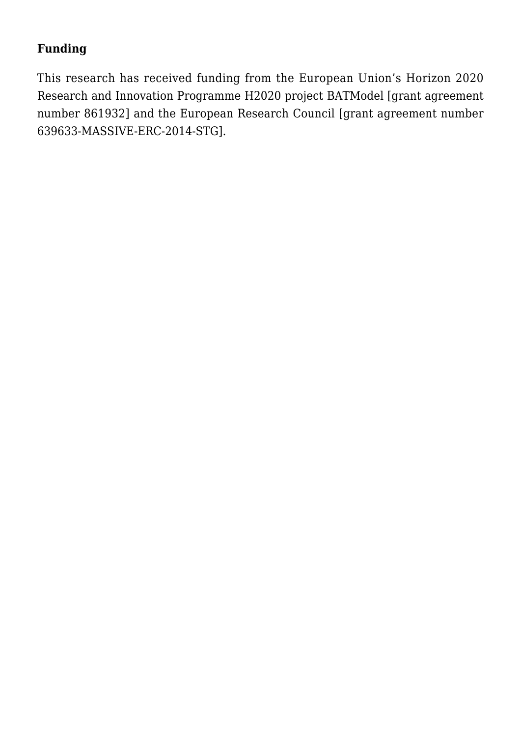**Funding**

This research has received funding from the European Union’s Horizon 2020 Research and Innovation Programme H2020 project BATModel [grant agreement number 861932] and the European Research Council [grant agreement number 639633-MASSIVE-ERC-2014-STG].